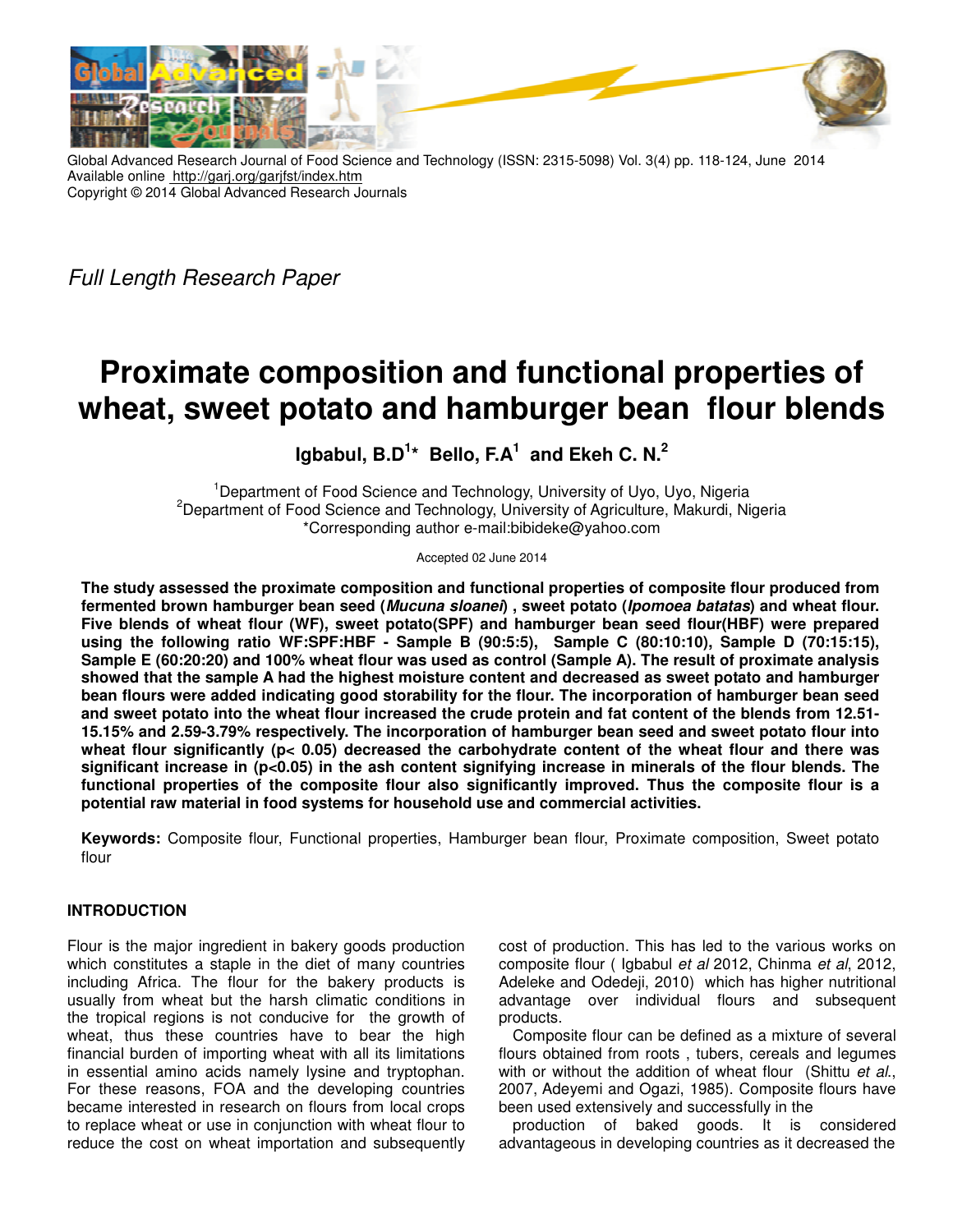Global Advanced Research Journal of Food Science and Technology (ISSN: 2315-5098) Vol. 3(4) pp. 118-124, June 2014
Available online http://garj.org/garjfst/index.htm
Copyright © 2014 Global Advanced Research Journals

*Full Length Research Paper*

# Proximate composition and functional properties of wheat, sweet potato and hamburger bean flour blends

**Igbabul, B.D[1]\* Bello, F.A[1] and Ekeh C. N.[2]**

[1]Department of Food Science and Technology, University of Uyo, Uyo, Nigeria
[2]Department of Food Science and Technology, University of Agriculture, Makurdi, Nigeria
\*Corresponding author e-mail:bibideke@yahoo.com

Accepted 02 June 2014

**The study assessed the proximate composition and functional properties of composite flour produced from fermented brown hamburger bean seed (*Mucuna sloanei*) , sweet potato (*Ipomoea batatas*) and wheat flour. Five blends of wheat flour (WF), sweet potato(SPF) and hamburger bean seed flour(HBF) were prepared using the following ratio WF:SPF:HBF - Sample B (90:5:5), Sample C (80:10:10), Sample D (70:15:15), Sample E (60:20:20) and 100% wheat flour was used as control (Sample A). The result of proximate analysis showed that the sample A had the highest moisture content and decreased as sweet potato and hamburger bean flours were added indicating good storability for the flour. The incorporation of hamburger bean seed and sweet potato into the wheat flour increased the crude protein and fat content of the blends from 12.51-15.15% and 2.59-3.79% respectively. The incorporation of hamburger bean seed and sweet potato flour into wheat flour significantly ($p< 0.05$) decreased the carbohydrate content of the wheat flour and there was significant increase in ($p<0.05$) in the ash content signifying increase in minerals of the flour blends. The functional properties of the composite flour also significantly improved. Thus the composite flour is a potential raw material in food systems for household use and commercial activities.**

**Keywords:** Composite flour, Functional properties, Hamburger bean flour, Proximate composition, Sweet potato flour

## INTRODUCTION

Flour is the major ingredient in bakery goods production which constitutes a staple in the diet of many countries including Africa. The flour for the bakery products is usually from wheat but the harsh climatic conditions in the tropical regions is not conducive for the growth of wheat, thus these countries have to bear the high financial burden of importing wheat with all its limitations in essential amino acids namely lysine and tryptophan. For these reasons, FOA and the developing countries became interested in research on flours from local crops to replace wheat or use in conjunction with wheat flour to reduce the cost on wheat importation and subsequently cost of production. This has led to the various works on composite flour ( Igbabul *et al* 2012, Chinma *et al*, 2012, Adeleke and Odedeji, 2010) which has higher nutritional advantage over individual flours and subsequent products.

Composite flour can be defined as a mixture of several flours obtained from roots , tubers, cereals and legumes with or without the addition of wheat flour (Shittu *et al*., 2007, Adeyemi and Ogazi, 1985). Composite flours have been used extensively and successfully in the production of baked goods. It is considered advantageous in developing countries as it decreased the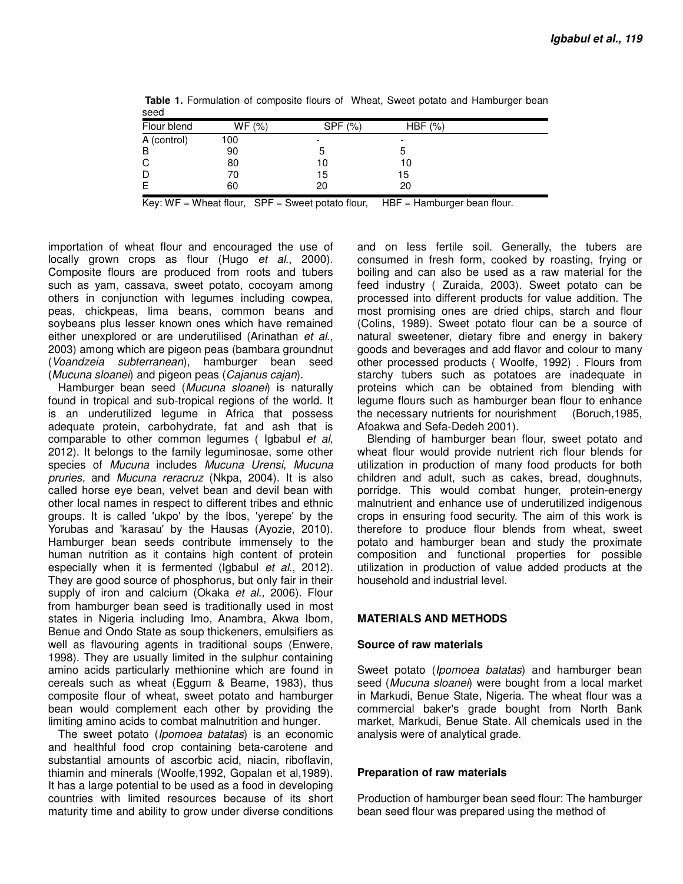**Table 1.** Formulation of composite flours of Wheat, Sweet potato and Hamburger bean seed

| Flour blend | WF (%) | SPF (%) | HBF (%) |
|---|---|---|---|
| A (control) | 100 | - | - |
| B | 90 | 5 | 5 |
| C | 80 | 10 | 10 |
| D | 70 | 15 | 15 |
| E | 60 | 20 | 20 |

Key: WF = Wheat flour, SPF = Sweet potato flour, HBF = Hamburger bean flour.

importation of wheat flour and encouraged the use of locally grown crops as flour (Hugo *et al*., 2000). Composite flours are produced from roots and tubers such as yam, cassava, sweet potato, cocoyam among others in conjunction with legumes including cowpea, peas, chickpeas, lima beans, common beans and soybeans plus lesser known ones which have remained either unexplored or are underutilised (Arinathan *et al*., 2003) among which are pigeon peas (bambara groundnut (*Voandzeia subterranean*), hamburger bean seed (*Mucuna sloanei*) and pigeon peas (*Cajanus cajan*).

Hamburger bean seed (*Mucuna sloanei*) is naturally found in tropical and sub-tropical regions of the world. It is an underutilized legume in Africa that possess adequate protein, carbohydrate, fat and ash that is comparable to other common legumes ( Igbabul *et al,* 2012). It belongs to the family leguminosae, some other species of *Mucuna* includes *Mucuna Urensi, Mucuna pruries,* and *Mucuna reracruz* (Nkpa, 2004). It is also called horse eye bean, velvet bean and devil bean with other local names in respect to different tribes and ethnic groups. It is called 'ukpo' by the Ibos, 'yerepe' by the Yorubas and 'karasau' by the Hausas (Ayozie, 2010). Hamburger bean seeds contribute immensely to the human nutrition as it contains high content of protein especially when it is fermented (Igbabul *et al*., 2012). They are good source of phosphorus, but only fair in their supply of iron and calcium (Okaka *et al.,* 2006). Flour from hamburger bean seed is traditionally used in most states in Nigeria including Imo, Anambra, Akwa Ibom, Benue and Ondo State as soup thickeners, emulsifiers as well as flavouring agents in traditional soups (Enwere, 1998). They are usually limited in the sulphur containing amino acids particularly methionine which are found in cereals such as wheat (Eggum & Beame, 1983), thus composite flour of wheat, sweet potato and hamburger bean would complement each other by providing the limiting amino acids to combat malnutrition and hunger.

The sweet potato (*Ipomoea batatas*) is an economic and healthful food crop containing beta-carotene and substantial amounts of ascorbic acid, niacin, riboflavin, thiamin and minerals (Woolfe,1992, Gopalan et al,1989). It has a large potential to be used as a food in developing countries with limited resources because of its short maturity time and ability to grow under diverse conditions and on less fertile soil. Generally, the tubers are consumed in fresh form, cooked by roasting, frying or boiling and can also be used as a raw material for the feed industry ( Zuraida, 2003). Sweet potato can be processed into different products for value addition. The most promising ones are dried chips, starch and flour (Colins, 1989). Sweet potato flour can be a source of natural sweetener, dietary fibre and energy in bakery goods and beverages and add flavor and colour to many other processed products ( Woolfe, 1992) . Flours from starchy tubers such as potatoes are inadequate in proteins which can be obtained from blending with legume flours such as hamburger bean flour to enhance the necessary nutrients for nourishment (Boruch,1985, Afoakwa and Sefa-Dedeh 2001).

Blending of hamburger bean flour, sweet potato and wheat flour would provide nutrient rich flour blends for utilization in production of many food products for both children and adult, such as cakes, bread, doughnuts, porridge. This would combat hunger, protein-energy malnutrient and enhance use of underutilized indigenous crops in ensuring food security. The aim of this work is therefore to produce flour blends from wheat, sweet potato and hamburger bean and study the proximate composition and functional properties for possible utilization in production of value added products at the household and industrial level.

## MATERIALS AND METHODS

### Source of raw materials

Sweet potato (*Ipomoea batatas*) and hamburger bean seed (*Mucuna sloanei*) were bought from a local market in Markudi, Benue State, Nigeria. The wheat flour was a commercial baker's grade bought from North Bank market, Markudi, Benue State. All chemicals used in the analysis were of analytical grade.

### Preparation of raw materials

Production of hamburger bean seed flour: The hamburger bean seed flour was prepared using the method of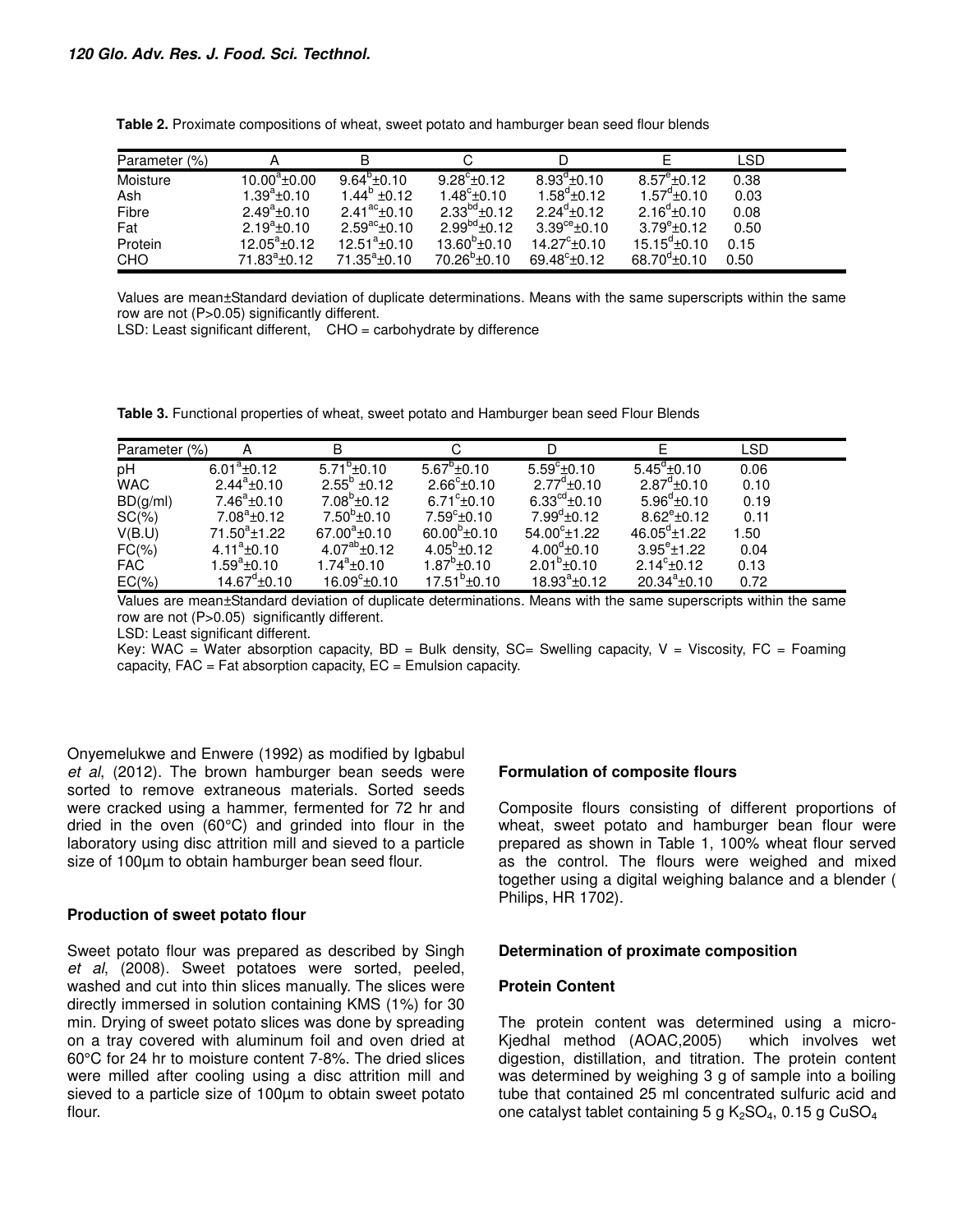**Table 2.** Proximate compositions of wheat, sweet potato and hamburger bean seed flour blends

| Parameter (%) | A | B | C | D | E | LSD |
|---|---|---|---|---|---|---|
| Moisture | $10.00^{a}$±0.00 | $9.64^{b}$±0.10 | $9.28^{c}$±0.12 | $8.93^{d}$±0.10 | $8.57^{e}$±0.12 | 0.38 |
| Ash | $1.39^{a}$±0.10 | $1.44^{b}$ ±0.12 | $1.48^{c}$±0.10 | $1.58^{d}$±0.12 | $1.57^{d}$±0.10 | 0.03 |
| Fibre | $2.49^{a}$±0.10 | $2.41^{ac}$±0.10 | $2.33^{bd}$±0.12 | $2.24^{d}$±0.12 | $2.16^{d}$±0.10 | 0.08 |
| Fat | $2.19^{a}$±0.10 | $2.59^{ac}$±0.10 | $2.99^{bd}$±0.12 | $3.39^{ce}$±0.10 | $3.79^{e}$±0.12 | 0.50 |
| Protein | $12.05^{a}$±0.12 | $12.51^{a}$±0.10 | $13.60^{b}$±0.10 | $14.27^{c}$±0.10 | $15.15^{d}$±0.10 | 0.15 |
| CHO | $71.83^{a}$±0.12 | $71.35^{a}$±0.10 | $70.26^{b}$±0.10 | $69.48^{c}$±0.12 | $68.70^{d}$±0.10 | 0.50 |

Values are mean±Standard deviation of duplicate determinations. Means with the same superscripts within the same row are not (P>0.05) significantly different.

LSD: Least significant different, CHO = carbohydrate by difference

**Table 3.** Functional properties of wheat, sweet potato and Hamburger bean seed Flour Blends

| Parameter (%) | A | B | C | D | E | LSD |
|---|---|---|---|---|---|---|
| pH | $6.01^{a}$±0.12 | $5.71^{b}$±0.10 | $5.67^{b}$±0.10 | $5.59^{c}$±0.10 | $5.45^{d}$±0.10 | 0.06 |
| WAC | $2.44^{a}$±0.10 | $2.55^{b}$ ±0.12 | $2.66^{c}$±0.10 | $2.77^{d}$±0.10 | $2.87^{d}$±0.10 | 0.10 |
| BD(g/ml) | $7.46^{a}$±0.10 | $7.08^{b}$±0.12 | $6.71^{c}$±0.10 | $6.33^{cd}$±0.10 | $5.96^{d}$±0.10 | 0.19 |
| SC(%) | $7.08^{a}$±0.12 | $7.50^{b}$±0.10 | $7.59^{c}$±0.10 | $7.99^{d}$±0.12 | $8.62^{e}$±0.12 | 0.11 |
| V(B.U) | $71.50^{a}$±1.22 | $67.00^{a}$±0.10 | $60.00^{b}$±0.10 | $54.00^{c}$±1.22 | $46.05^{d}$±1.22 | 1.50 |
| FC(%) | $4.11^{a}$±0.10 | $4.07^{ab}$±0.12 | $4.05^{b}$±0.12 | $4.00^{d}$±0.10 | $3.95^{e}$±1.22 | 0.04 |
| FAC | $1.59^{a}$±0.10 | $1.74^{a}$±0.10 | $1.87^{b}$±0.10 | $2.01^{b}$±0.10 | $2.14^{c}$±0.12 | 0.13 |
| EC(%) | $14.67^{d}$±0.10 | $16.09^{c}$±0.10 | $17.51^{b}$±0.10 | $18.93^{a}$±0.12 | $20.34^{a}$±0.10 | 0.72 |

Values are mean±Standard deviation of duplicate determinations. Means with the same superscripts within the same row are not (P>0.05) significantly different.

LSD: Least significant different.

Key: WAC = Water absorption capacity, BD = Bulk density, SC= Swelling capacity, V = Viscosity, FC = Foaming capacity, FAC = Fat absorption capacity, EC = Emulsion capacity.

Onyemelukwe and Enwere (1992) as modified by Igbabul *et al*, (2012). The brown hamburger bean seeds were sorted to remove extraneous materials. Sorted seeds were cracked using a hammer, fermented for 72 hr and dried in the oven (60°C) and grinded into flour in the laboratory using disc attrition mill and sieved to a particle size of 100µm to obtain hamburger bean seed flour.

### Production of sweet potato flour

Sweet potato flour was prepared as described by Singh *et al*, (2008). Sweet potatoes were sorted, peeled, washed and cut into thin slices manually. The slices were directly immersed in solution containing KMS (1%) for 30 min. Drying of sweet potato slices was done by spreading on a tray covered with aluminum foil and oven dried at 60°C for 24 hr to moisture content 7-8%. The dried slices were milled after cooling using a disc attrition mill and sieved to a particle size of 100µm to obtain sweet potato flour.

### Formulation of composite flours

Composite flours consisting of different proportions of wheat, sweet potato and hamburger bean flour were prepared as shown in Table 1, 100% wheat flour served as the control. The flours were weighed and mixed together using a digital weighing balance and a blender ( Philips, HR 1702).

### Determination of proximate composition

#### Protein Content

The protein content was determined using a micro-Kjedhal method (AOAC,2005) which involves wet digestion, distillation, and titration. The protein content was determined by weighing 3 g of sample into a boiling tube that contained 25 ml concentrated sulfuric acid and one catalyst tablet containing 5 g $K_2SO_4$, 0.15 g $CuSO_4$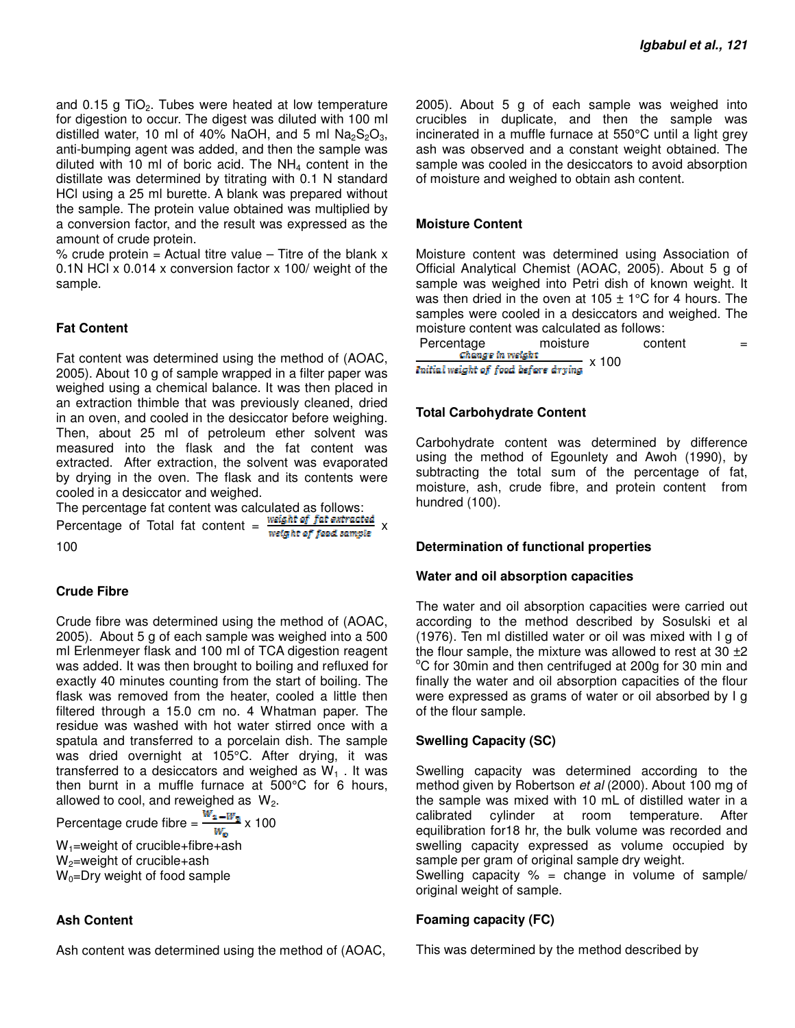and 0.15 g $TiO_2$. Tubes were heated at low temperature for digestion to occur. The digest was diluted with 100 ml distilled water, 10 ml of 40% NaOH, and 5 ml $Na_2S_2O_3$, anti-bumping agent was added, and then the sample was diluted with 10 ml of boric acid. The $NH_4$ content in the distillate was determined by titrating with 0.1 N standard HCl using a 25 ml burette. A blank was prepared without the sample. The protein value obtained was multiplied by a conversion factor, and the result was expressed as the amount of crude protein.

% crude protein = Actual titre value – Titre of the blank x 0.1N HCl x 0.014 x conversion factor x 100/ weight of the sample.

### Fat Content

Fat content was determined using the method of (AOAC, 2005). About 10 g of sample wrapped in a filter paper was weighed using a chemical balance. It was then placed in an extraction thimble that was previously cleaned, dried in an oven, and cooled in the desiccator before weighing. Then, about 25 ml of petroleum ether solvent was measured into the flask and the fat content was extracted. After extraction, the solvent was evaporated by drying in the oven. The flask and its contents were cooled in a desiccator and weighed.

The percentage fat content was calculated as follows:

$$\text{Percentage of Total fat content} = \frac{\text{weight of fat extracted}}{\text{weight of food sample}} \times 100$$

### Crude Fibre

Crude fibre was determined using the method of (AOAC, 2005). About 5 g of each sample was weighed into a 500 ml Erlenmeyer flask and 100 ml of TCA digestion reagent was added. It was then brought to boiling and refluxed for exactly 40 minutes counting from the start of boiling. The flask was removed from the heater, cooled a little then filtered through a 15.0 cm no. 4 Whatman paper. The residue was washed with hot water stirred once with a spatula and transferred to a porcelain dish. The sample was dried overnight at 105°C. After drying, it was transferred to a desiccators and weighed as $W_1$. It was then burnt in a muffle furnace at 500°C for 6 hours, allowed to cool, and reweighed as $W_2$.

$$\text{Percentage crude fibre} = \frac{W_1 - W_2}{W_0} \times 100$$

$W_1$=weight of crucible+fibre+ash
$W_2$=weight of crucible+ash
$W_0$=Dry weight of food sample

### Ash Content

Ash content was determined using the method of (AOAC, 2005). About 5 g of each sample was weighed into crucibles in duplicate, and then the sample was incinerated in a muffle furnace at 550°C until a light grey ash was observed and a constant weight obtained. The sample was cooled in the desiccators to avoid absorption of moisture and weighed to obtain ash content.

### Moisture Content

Moisture content was determined using Association of Official Analytical Chemist (AOAC, 2005). About 5 g of sample was weighed into Petri dish of known weight. It was then dried in the oven at 105 ± 1°C for 4 hours. The samples were cooled in a desiccators and weighed. The moisture content was calculated as follows:

$$\text{Percentage moisture content} = \frac{\text{change in weight}}{\text{Initial weight of food before drying}} \times 100$$

### Total Carbohydrate Content

Carbohydrate content was determined by difference using the method of Egounlety and Awoh (1990), by subtracting the total sum of the percentage of fat, moisture, ash, crude fibre, and protein content from hundred (100).

### Determination of functional properties

#### Water and oil absorption capacities

The water and oil absorption capacities were carried out according to the method described by Sosulski et al (1976). Ten ml distilled water or oil was mixed with I g of the flour sample, the mixture was allowed to rest at 30 ±2 °C for 30min and then centrifuged at 200g for 30 min and finally the water and oil absorption capacities of the flour were expressed as grams of water or oil absorbed by I g of the flour sample.

#### Swelling Capacity (SC)

Swelling capacity was determined according to the method given by Robertson *et al* (2000). About 100 mg of the sample was mixed with 10 mL of distilled water in a calibrated cylinder at room temperature. After equilibration for18 hr, the bulk volume was recorded and swelling capacity expressed as volume occupied by sample per gram of original sample dry weight.

Swelling capacity % = change in volume of sample/ original weight of sample.

#### Foaming capacity (FC)

This was determined by the method described by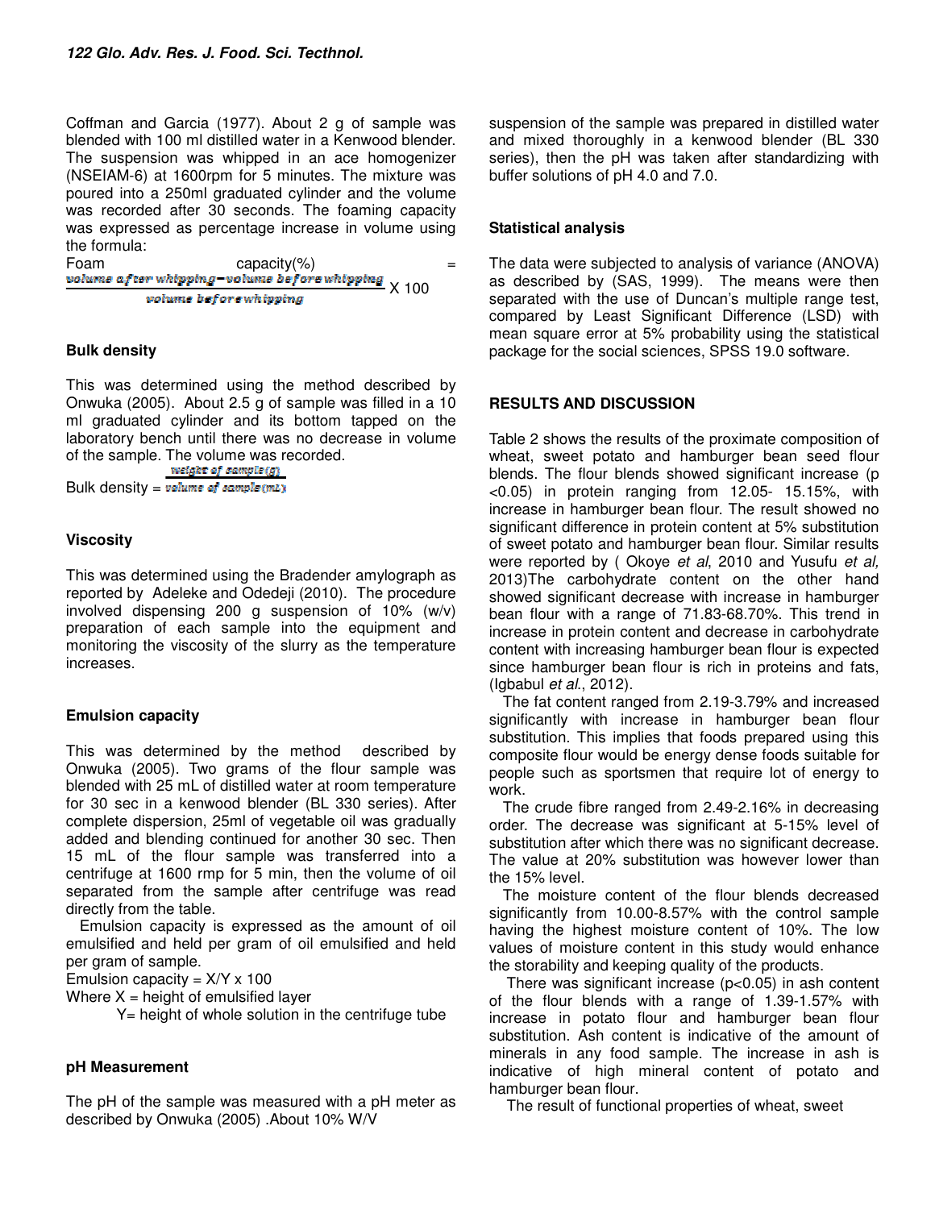Coffman and Garcia (1977). About 2 g of sample was blended with 100 ml distilled water in a Kenwood blender. The suspension was whipped in an ace homogenizer (NSEIAM-6) at 1600rpm for 5 minutes. The mixture was poured into a 250ml graduated cylinder and the volume was recorded after 30 seconds. The foaming capacity was expressed as percentage increase in volume using the formula:

$$\text{Foam capacity}(\%) = \frac{\text{volume after whipping} - \text{volume before whipping}}{\text{volume before whipping}} \times 100$$

### Bulk density

This was determined using the method described by Onwuka (2005). About 2.5 g of sample was filled in a 10 ml graduated cylinder and its bottom tapped on the laboratory bench until there was no decrease in volume of the sample. The volume was recorded.

$$\text{Bulk density} = \frac{\text{weight of sample (g)}}{\text{volume of sample (mL)}}$$

### Viscosity

This was determined using the Bradender amylograph as reported by Adeleke and Odedeji (2010). The procedure involved dispensing 200 g suspension of 10% (w/v) preparation of each sample into the equipment and monitoring the viscosity of the slurry as the temperature increases.

### Emulsion capacity

This was determined by the method described by Onwuka (2005). Two grams of the flour sample was blended with 25 mL of distilled water at room temperature for 30 sec in a kenwood blender (BL 330 series). After complete dispersion, 25ml of vegetable oil was gradually added and blending continued for another 30 sec. Then 15 mL of the flour sample was transferred into a centrifuge at 1600 rmp for 5 min, then the volume of oil separated from the sample after centrifuge was read directly from the table.

Emulsion capacity is expressed as the amount of oil emulsified and held per gram of oil emulsified and held per gram of sample.

Emulsion capacity = $X/Y \times 100$

Where $X$ = height of emulsified layer

$Y$ = height of whole solution in the centrifuge tube

### pH Measurement

The pH of the sample was measured with a pH meter as described by Onwuka (2005) .About 10% W/V suspension of the sample was prepared in distilled water and mixed thoroughly in a kenwood blender (BL 330 series), then the pH was taken after standardizing with buffer solutions of pH 4.0 and 7.0.

### Statistical analysis

The data were subjected to analysis of variance (ANOVA) as described by (SAS, 1999). The means were then separated with the use of Duncan's multiple range test, compared by Least Significant Difference (LSD) with mean square error at 5% probability using the statistical package for the social sciences, SPSS 19.0 software.

## RESULTS AND DISCUSSION

Table 2 shows the results of the proximate composition of wheat, sweet potato and hamburger bean seed flour blends. The flour blends showed significant increase ($p < 0.05$) in protein ranging from 12.05- 15.15%, with increase in hamburger bean flour. The result showed no significant difference in protein content at 5% substitution of sweet potato and hamburger bean flour. Similar results were reported by ( Okoye *et al*, 2010 and Yusufu *et al,* 2013)The carbohydrate content on the other hand showed significant decrease with increase in hamburger bean flour with a range of 71.83-68.70%. This trend in increase in protein content and decrease in carbohydrate content with increasing hamburger bean flour is expected since hamburger bean flour is rich in proteins and fats, (Igbabul *et al*., 2012).

The fat content ranged from 2.19-3.79% and increased significantly with increase in hamburger bean flour substitution. This implies that foods prepared using this composite flour would be energy dense foods suitable for people such as sportsmen that require lot of energy to work.

The crude fibre ranged from 2.49-2.16% in decreasing order. The decrease was significant at 5-15% level of substitution after which there was no significant decrease. The value at 20% substitution was however lower than the 15% level.

The moisture content of the flour blends decreased significantly from 10.00-8.57% with the control sample having the highest moisture content of 10%. The low values of moisture content in this study would enhance the storability and keeping quality of the products.

There was significant increase ($p<0.05$) in ash content of the flour blends with a range of 1.39-1.57% with increase in potato flour and hamburger bean flour substitution. Ash content is indicative of the amount of minerals in any food sample. The increase in ash is indicative of high mineral content of potato and hamburger bean flour.

The result of functional properties of wheat, sweet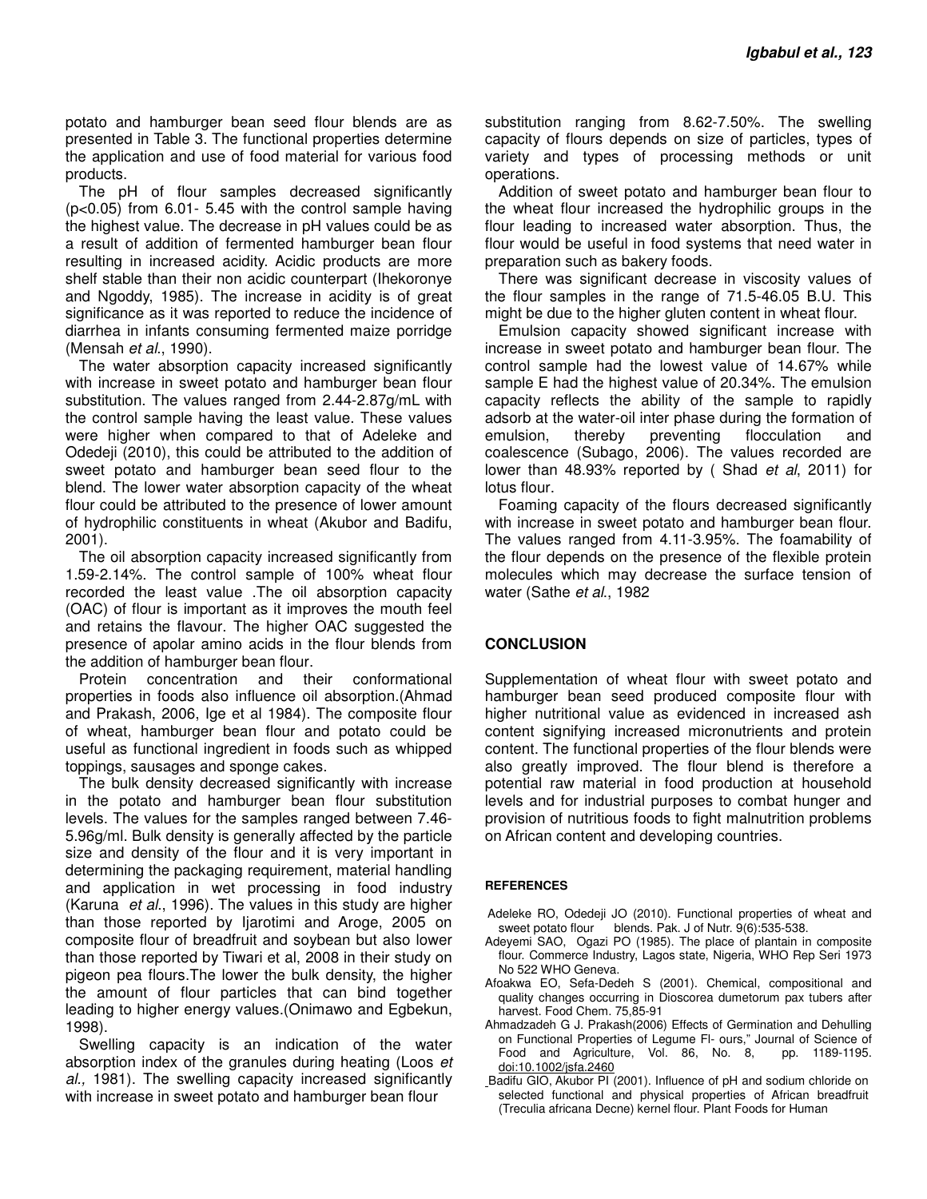potato and hamburger bean seed flour blends are as presented in Table 3. The functional properties determine the application and use of food material for various food products.

The pH of flour samples decreased significantly ($p<0.05$) from 6.01- 5.45 with the control sample having the highest value. The decrease in pH values could be as a result of addition of fermented hamburger bean flour resulting in increased acidity. Acidic products are more shelf stable than their non acidic counterpart (Ihekoronye and Ngoddy, 1985). The increase in acidity is of great significance as it was reported to reduce the incidence of diarrhea in infants consuming fermented maize porridge (Mensah *et al*., 1990).

The water absorption capacity increased significantly with increase in sweet potato and hamburger bean flour substitution. The values ranged from 2.44-2.87g/mL with the control sample having the least value. These values were higher when compared to that of Adeleke and Odedeji (2010), this could be attributed to the addition of sweet potato and hamburger bean seed flour to the blend. The lower water absorption capacity of the wheat flour could be attributed to the presence of lower amount of hydrophilic constituents in wheat (Akubor and Badifu, 2001).

The oil absorption capacity increased significantly from 1.59-2.14%. The control sample of 100% wheat flour recorded the least value .The oil absorption capacity (OAC) of flour is important as it improves the mouth feel and retains the flavour. The higher OAC suggested the presence of apolar amino acids in the flour blends from the addition of hamburger bean flour.

Protein concentration and their conformational properties in foods also influence oil absorption.(Ahmad and Prakash, 2006, Ige et al 1984). The composite flour of wheat, hamburger bean flour and potato could be useful as functional ingredient in foods such as whipped toppings, sausages and sponge cakes.

The bulk density decreased significantly with increase in the potato and hamburger bean flour substitution levels. The values for the samples ranged between 7.46-5.96g/ml. Bulk density is generally affected by the particle size and density of the flour and it is very important in determining the packaging requirement, material handling and application in wet processing in food industry (Karuna *et al*., 1996). The values in this study are higher than those reported by Ijarotimi and Aroge, 2005 on composite flour of breadfruit and soybean but also lower than those reported by Tiwari et al, 2008 in their study on pigeon pea flours.The lower the bulk density, the higher the amount of flour particles that can bind together leading to higher energy values.(Onimawo and Egbekun, 1998).

Swelling capacity is an indication of the water absorption index of the granules during heating (Loos *et al.,* 1981). The swelling capacity increased significantly with increase in sweet potato and hamburger bean flour substitution ranging from 8.62-7.50%. The swelling capacity of flours depends on size of particles, types of variety and types of processing methods or unit operations.

Addition of sweet potato and hamburger bean flour to the wheat flour increased the hydrophilic groups in the flour leading to increased water absorption. Thus, the flour would be useful in food systems that need water in preparation such as bakery foods.

There was significant decrease in viscosity values of the flour samples in the range of 71.5-46.05 B.U. This might be due to the higher gluten content in wheat flour.

Emulsion capacity showed significant increase with increase in sweet potato and hamburger bean flour. The control sample had the lowest value of 14.67% while sample E had the highest value of 20.34%. The emulsion capacity reflects the ability of the sample to rapidly adsorb at the water-oil inter phase during the formation of emulsion, thereby preventing flocculation and coalescence (Subago, 2006). The values recorded are lower than 48.93% reported by ( Shad *et al*, 2011) for lotus flour.

Foaming capacity of the flours decreased significantly with increase in sweet potato and hamburger bean flour. The values ranged from 4.11-3.95%. The foamability of the flour depends on the presence of the flexible protein molecules which may decrease the surface tension of water (Sathe *et al*., 1982

## CONCLUSION

Supplementation of wheat flour with sweet potato and hamburger bean seed produced composite flour with higher nutritional value as evidenced in increased ash content signifying increased micronutrients and protein content. The functional properties of the flour blends were also greatly improved. The flour blend is therefore a potential raw material in food production at household levels and for industrial purposes to combat hunger and provision of nutritious foods to fight malnutrition problems on African content and developing countries.

### REFERENCES

Adeleke RO, Odedeji JO (2010). Functional properties of wheat and sweet potato flour blends. Pak. J of Nutr. 9(6):535-538.

Adeyemi SAO, Ogazi PO (1985). The place of plantain in composite flour. Commerce Industry, Lagos state, Nigeria, WHO Rep Seri 1973 No 522 WHO Geneva.

Afoakwa EO, Sefa-Dedeh S (2001). Chemical, compositional and quality changes occurring in Dioscorea dumetorum pax tubers after harvest. Food Chem. 75,85-91

Ahmadzadeh G J. Prakash(2006) Effects of Germination and Dehulling on Functional Properties of Legume Fl- ours," Journal of Science of Food and Agriculture, Vol. 86, No. 8, pp. 1189-1195. doi:10.1002/jsfa.2460

Badifu GIO, Akubor PI (2001). Influence of pH and sodium chloride on selected functional and physical properties of African breadfruit (Treculia africana Decne) kernel flour. Plant Foods for Human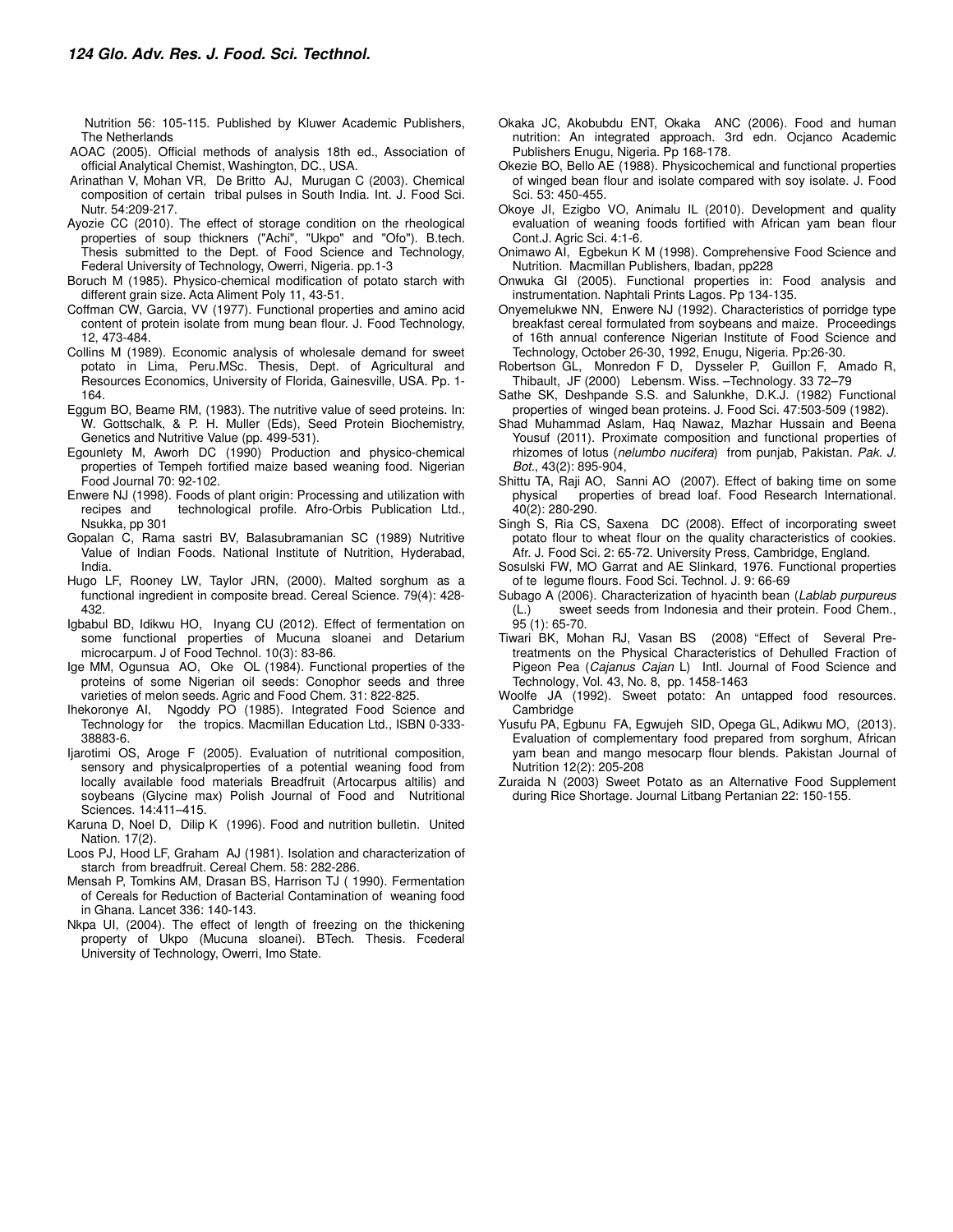Nutrition 56: 105-115. Published by Kluwer Academic Publishers, The Netherlands

AOAC (2005). Official methods of analysis 18th ed., Association of official Analytical Chemist, Washington, DC., USA.

Arinathan V, Mohan VR, De Britto AJ, Murugan C (2003). Chemical composition of certain tribal pulses in South India. Int. J. Food Sci. Nutr. 54:209-217.

Ayozie CC (2010). The effect of storage condition on the rheological properties of soup thickners ("Achi", "Ukpo" and "Ofo"). B.tech. Thesis submitted to the Dept. of Food Science and Technology, Federal University of Technology, Owerri, Nigeria. pp.1-3

Boruch M (1985). Physico-chemical modification of potato starch with different grain size. Acta Aliment Poly 11, 43-51.

Coffman CW, Garcia, VV (1977). Functional properties and amino acid content of protein isolate from mung bean flour. J. Food Technology, 12, 473-484.

Collins M (1989). Economic analysis of wholesale demand for sweet potato in Lima, Peru.MSc. Thesis, Dept. of Agricultural and Resources Economics, University of Florida, Gainesville, USA. Pp. 1-164.

Eggum BO, Beame RM, (1983). The nutritive value of seed proteins. In: W. Gottschalk, & P. H. Muller (Eds), Seed Protein Biochemistry, Genetics and Nutritive Value (pp. 499-531).

Egounlety M, Aworh DC (1990) Production and physico-chemical properties of Tempeh fortified maize based weaning food. Nigerian Food Journal 70: 92-102.

Enwere NJ (1998). Foods of plant origin: Processing and utilization with recipes and technological profile. Afro-Orbis Publication Ltd., Nsukka, pp 301

Gopalan C, Rama sastri BV, Balasubramanian SC (1989) Nutritive Value of Indian Foods. National Institute of Nutrition, Hyderabad, India.

Hugo LF, Rooney LW, Taylor JRN, (2000). Malted sorghum as a functional ingredient in composite bread. Cereal Science. 79(4): 428-432.

Igbabul BD, Idikwu HO, Inyang CU (2012). Effect of fermentation on some functional properties of Mucuna sloanei and Detarium microcarpum. J of Food Technol. 10(3): 83-86.

Ige MM, Ogunsua AO, Oke OL (1984). Functional properties of the proteins of some Nigerian oil seeds: Conophor seeds and three varieties of melon seeds. Agric and Food Chem. 31: 822-825.

Ihekoronye AI, Ngoddy PO (1985). Integrated Food Science and Technology for the tropics. Macmillan Education Ltd., ISBN 0-333-38883-6.

Ijarotimi OS, Aroge F (2005). Evaluation of nutritional composition, sensory and physicalproperties of a potential weaning food from locally available food materials Breadfruit (Artocarpus altilis) and soybeans (Glycine max) Polish Journal of Food and Nutritional Sciences. 14:411–415.

Karuna D, Noel D, Dilip K (1996). Food and nutrition bulletin. United Nation. 17(2).

Loos PJ, Hood LF, Graham AJ (1981). Isolation and characterization of starch from breadfruit. Cereal Chem. 58: 282-286.

Mensah P, Tomkins AM, Drasan BS, Harrison TJ ( 1990). Fermentation of Cereals for Reduction of Bacterial Contamination of weaning food in Ghana. Lancet 336: 140-143.

Nkpa UI, (2004). The effect of length of freezing on the thickening property of Ukpo (Mucuna sloanei). BTech. Thesis. Fcederal University of Technology, Owerri, Imo State.

Okaka JC, Akobubdu ENT, Okaka ANC (2006). Food and human nutrition: An integrated approach. 3rd edn. Ocjanco Academic Publishers Enugu, Nigeria. Pp 168-178.

Okezie BO, Bello AE (1988). Physicochemical and functional properties of winged bean flour and isolate compared with soy isolate. J. Food Sci. 53: 450-455.

Okoye JI, Ezigbo VO, Animalu IL (2010). Development and quality evaluation of weaning foods fortified with African yam bean flour Cont.J. Agric Sci. 4:1-6.

Onimawo AI, Egbekun K M (1998). Comprehensive Food Science and Nutrition. Macmillan Publishers, Ibadan, pp228

Onwuka GI (2005). Functional properties in: Food analysis and instrumentation. Naphtali Prints Lagos. Pp 134-135.

Onyemelukwe NN, Enwere NJ (1992). Characteristics of porridge type breakfast cereal formulated from soybeans and maize. Proceedings of 16th annual conference Nigerian Institute of Food Science and Technology, October 26-30, 1992, Enugu, Nigeria. Pp:26-30.

Robertson GL, Monredon F D, Dysseler P, Guillon F, Amado R, Thibault, JF (2000) Lebensm. Wiss. –Technology. 33 72–79

Sathe SK, Deshpande S.S. and Salunkhe, D.K.J. (1982) Functional properties of winged bean proteins. J. Food Sci. 47:503-509 (1982).

Shad Muhammad Aslam, Haq Nawaz, Mazhar Hussain and Beena Yousuf (2011). Proximate composition and functional properties of rhizomes of lotus (*nelumbo nucifera*) from punjab, Pakistan. *Pak. J. Bot*., 43(2): 895-904,

Shittu TA, Raji AO, Sanni AO (2007). Effect of baking time on some physical properties of bread loaf. Food Research International. 40(2): 280-290.

Singh S, Ria CS, Saxena DC (2008). Effect of incorporating sweet potato flour to wheat flour on the quality characteristics of cookies. Afr. J. Food Sci. 2: 65-72. University Press, Cambridge, England.

Sosulski FW, MO Garrat and AE Slinkard, 1976. Functional properties of te legume flours. Food Sci. Technol. J. 9: 66-69

Subago A (2006). Characterization of hyacinth bean (*Lablab purpureus* (L.) sweet seeds from Indonesia and their protein. Food Chem., 95 (1): 65-70.

Tiwari BK, Mohan RJ, Vasan BS (2008) "Effect of Several Pre-treatments on the Physical Characteristics of Dehulled Fraction of Pigeon Pea (*Cajanus Cajan* L) Intl. Journal of Food Science and Technology, Vol. 43, No. 8, pp. 1458-1463

Woolfe JA (1992). Sweet potato: An untapped food resources. Cambridge

Yusufu PA, Egbunu FA, Egwujeh SID, Opega GL, Adikwu MO, (2013). Evaluation of complementary food prepared from sorghum, African yam bean and mango mesocarp flour blends. Pakistan Journal of Nutrition 12(2): 205-208

Zuraida N (2003) Sweet Potato as an Alternative Food Supplement during Rice Shortage. Journal Litbang Pertanian 22: 150-155.